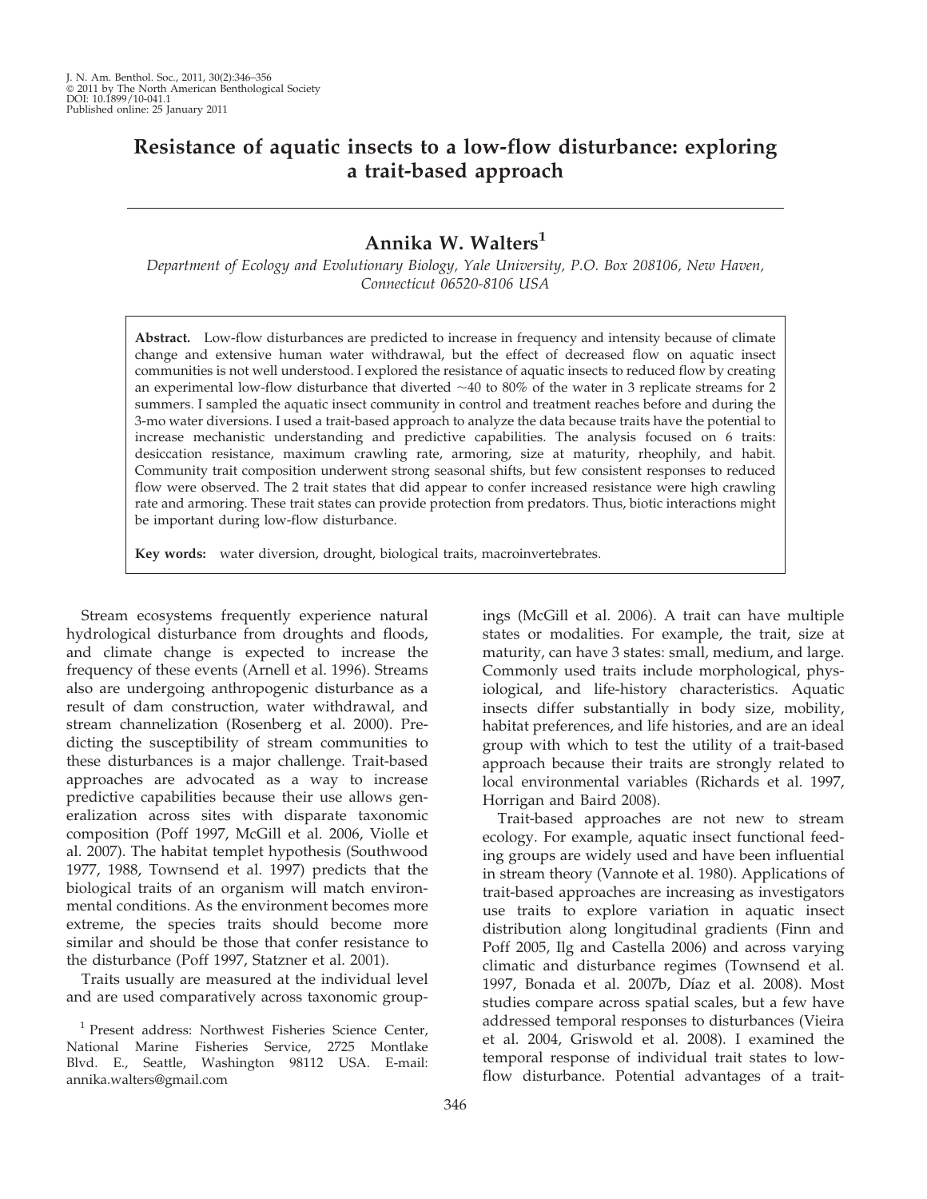# Resistance of aquatic insects to a low-flow disturbance: exploring a trait-based approach

## Annika W. Walters[1]

*Department of Ecology and Evolutionary Biology, Yale University, P.O. Box 208106, New Haven, Connecticut 06520-8106 USA*

**Abstract.** Low-flow disturbances are predicted to increase in frequency and intensity because of climate change and extensive human water withdrawal, but the effect of decreased flow on aquatic insect communities is not well understood. I explored the resistance of aquatic insects to reduced flow by creating an experimental low-flow disturbance that diverted ~40 to 80% of the water in 3 replicate streams for 2 summers. I sampled the aquatic insect community in control and treatment reaches before and during the 3-mo water diversions. I used a trait-based approach to analyze the data because traits have the potential to increase mechanistic understanding and predictive capabilities. The analysis focused on 6 traits: desiccation resistance, maximum crawling rate, armoring, size at maturity, rheophily, and habit. Community trait composition underwent strong seasonal shifts, but few consistent responses to reduced flow were observed. The 2 trait states that did appear to confer increased resistance were high crawling rate and armoring. These trait states can provide protection from predators. Thus, biotic interactions might be important during low-flow disturbance.

**Key words:** water diversion, drought, biological traits, macroinvertebrates.

Stream ecosystems frequently experience natural hydrological disturbance from droughts and floods, and climate change is expected to increase the frequency of these events (Arnell et al. 1996). Streams also are undergoing anthropogenic disturbance as a result of dam construction, water withdrawal, and stream channelization (Rosenberg et al. 2000). Predicting the susceptibility of stream communities to these disturbances is a major challenge. Trait-based approaches are advocated as a way to increase predictive capabilities because their use allows generalization across sites with disparate taxonomic composition (Poff 1997, McGill et al. 2006, Violle et al. 2007). The habitat templet hypothesis (Southwood 1977, 1988, Townsend et al. 1997) predicts that the biological traits of an organism will match environmental conditions. As the environment becomes more extreme, the species traits should become more similar and should be those that confer resistance to the disturbance (Poff 1997, Statzner et al. 2001).

Traits usually are measured at the individual level and are used comparatively across taxonomic groupings (McGill et al. 2006). A trait can have multiple states or modalities. For example, the trait, size at maturity, can have 3 states: small, medium, and large. Commonly used traits include morphological, physiological, and life-history characteristics. Aquatic insects differ substantially in body size, mobility, habitat preferences, and life histories, and are an ideal group with which to test the utility of a trait-based approach because their traits are strongly related to local environmental variables (Richards et al. 1997, Horrigan and Baird 2008).

Trait-based approaches are not new to stream ecology. For example, aquatic insect functional feeding groups are widely used and have been influential in stream theory (Vannote et al. 1980). Applications of trait-based approaches are increasing as investigators use traits to explore variation in aquatic insect distribution along longitudinal gradients (Finn and Poff 2005, Ilg and Castella 2006) and across varying climatic and disturbance regimes (Townsend et al. 1997, Bonada et al. 2007b, Díaz et al. 2008). Most studies compare across spatial scales, but a few have addressed temporal responses to disturbances (Vieira et al. 2004, Griswold et al. 2008). I examined the temporal response of individual trait states to low-flow disturbance. Potential advantages of a trait-

[1] Present address: Northwest Fisheries Science Center, National Marine Fisheries Service, 2725 Montlake Blvd. E., Seattle, Washington 98112 USA. E-mail: annika.walters@gmail.com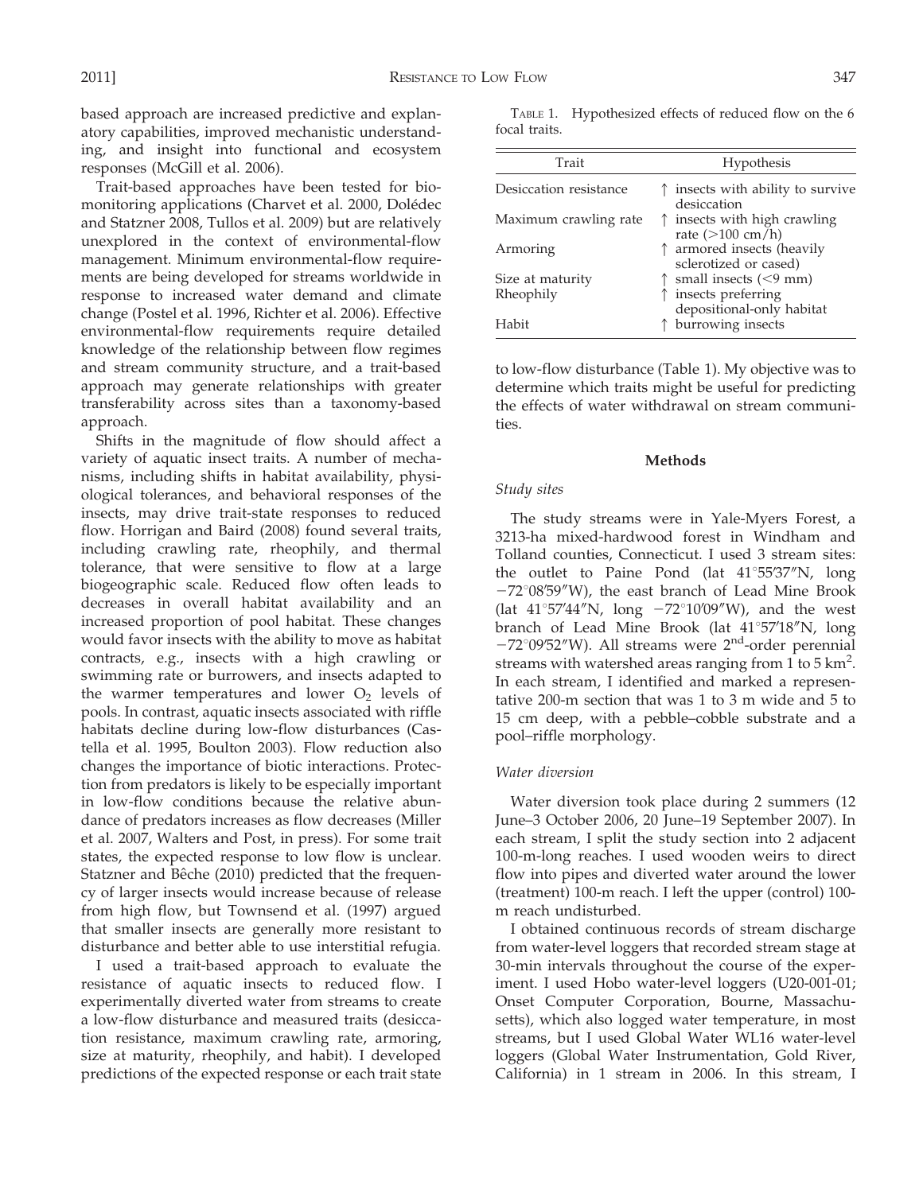based approach are increased predictive and explanatory capabilities, improved mechanistic understanding, and insight into functional and ecosystem responses (McGill et al. 2006).

Trait-based approaches have been tested for biomonitoring applications (Charvet et al. 2000, Dolédec and Statzner 2008, Tullos et al. 2009) but are relatively unexplored in the context of environmental-flow management. Minimum environmental-flow requirements are being developed for streams worldwide in response to increased water demand and climate change (Postel et al. 1996, Richter et al. 2006). Effective environmental-flow requirements require detailed knowledge of the relationship between flow regimes and stream community structure, and a trait-based approach may generate relationships with greater transferability across sites than a taxonomy-based approach.

Shifts in the magnitude of flow should affect a variety of aquatic insect traits. A number of mechanisms, including shifts in habitat availability, physiological tolerances, and behavioral responses of the insects, may drive trait-state responses to reduced flow. Horrigan and Baird (2008) found several traits, including crawling rate, rheophily, and thermal tolerance, that were sensitive to flow at a large biogeographic scale. Reduced flow often leads to decreases in overall habitat availability and an increased proportion of pool habitat. These changes would favor insects with the ability to move as habitat contracts, e.g., insects with a high crawling or swimming rate or burrowers, and insects adapted to the warmer temperatures and lower $O_2$ levels of pools. In contrast, aquatic insects associated with riffle habitats decline during low-flow disturbances (Castella et al. 1995, Boulton 2003). Flow reduction also changes the importance of biotic interactions. Protection from predators is likely to be especially important in low-flow conditions because the relative abundance of predators increases as flow decreases (Miller et al. 2007, Walters and Post, in press). For some trait states, the expected response to low flow is unclear. Statzner and Bêche (2010) predicted that the frequency of larger insects would increase because of release from high flow, but Townsend et al. (1997) argued that smaller insects are generally more resistant to disturbance and better able to use interstitial refugia.

I used a trait-based approach to evaluate the resistance of aquatic insects to reduced flow. I experimentally diverted water from streams to create a low-flow disturbance and measured traits (desiccation resistance, maximum crawling rate, armoring, size at maturity, rheophily, and habit). I developed predictions of the expected response or each trait state to low-flow disturbance (Table 1). My objective was to determine which traits might be useful for predicting the effects of water withdrawal on stream communities.

TABLE 1. Hypothesized effects of reduced flow on the 6 focal traits.

| Trait | Hypothesis |
|---|---|
| Desiccation resistance | ↑ insects with ability to survive desiccation |
| Maximum crawling rate | ↑ insects with high crawling rate (>100 cm/h) |
| Armoring | ↑ armored insects (heavily sclerotized or cased) |
| Size at maturity | ↑ small insects (<9 mm) |
| Rheophily | ↑ insects preferring depositional-only habitat |
| Habit | ↑ burrowing insects |

## Methods

### *Study sites*

The study streams were in Yale-Myers Forest, a 3213-ha mixed-hardwood forest in Windham and Tolland counties, Connecticut. I used 3 stream sites: the outlet to Paine Pond (lat 41°55′37″N, long −72°08′59″W), the east branch of Lead Mine Brook (lat 41°57′44″N, long −72°10′09″W), and the west branch of Lead Mine Brook (lat 41°57′18″N, long −72°09′52″W). All streams were 2[nd]-order perennial streams with watershed areas ranging from 1 to 5 $km^2$. In each stream, I identified and marked a representative 200-m section that was 1 to 3 m wide and 5 to 15 cm deep, with a pebble–cobble substrate and a pool–riffle morphology.

### *Water diversion*

Water diversion took place during 2 summers (12 June–3 October 2006, 20 June–19 September 2007). In each stream, I split the study section into 2 adjacent 100-m-long reaches. I used wooden weirs to direct flow into pipes and diverted water around the lower (treatment) 100-m reach. I left the upper (control) 100-m reach undisturbed.

I obtained continuous records of stream discharge from water-level loggers that recorded stream stage at 30-min intervals throughout the course of the experiment. I used Hobo water-level loggers (U20-001-01; Onset Computer Corporation, Bourne, Massachusetts), which also logged water temperature, in most streams, but I used Global Water WL16 water-level loggers (Global Water Instrumentation, Gold River, California) in 1 stream in 2006. In this stream, I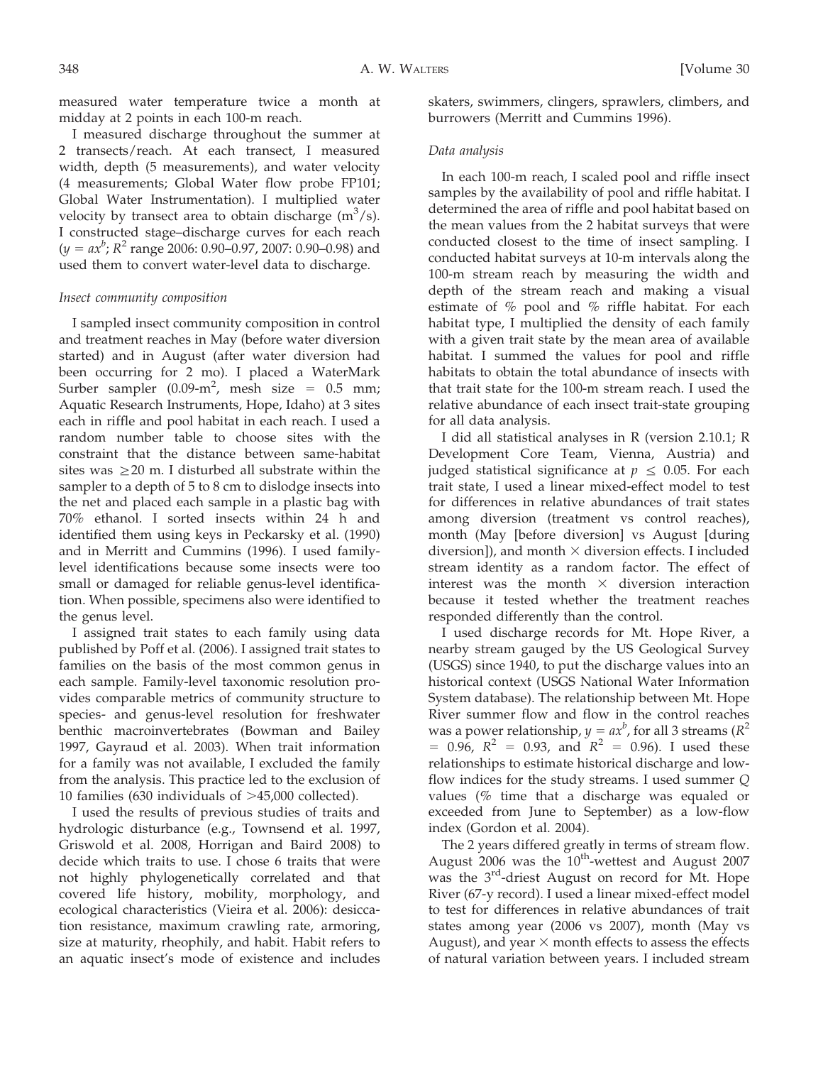measured water temperature twice a month at midday at 2 points in each 100-m reach.

I measured discharge throughout the summer at 2 transects/reach. At each transect, I measured width, depth (5 measurements), and water velocity (4 measurements; Global Water flow probe FP101; Global Water Instrumentation). I multiplied water velocity by transect area to obtain discharge ($m^3/s$). I constructed stage–discharge curves for each reach ($y = ax^b$; $R^2$ range 2006: 0.90–0.97, 2007: 0.90–0.98) and used them to convert water-level data to discharge.

### *Insect community composition*

I sampled insect community composition in control and treatment reaches in May (before water diversion started) and in August (after water diversion had been occurring for 2 mo). I placed a WaterMark Surber sampler (0.09-$m^2$, mesh size = 0.5 mm; Aquatic Research Instruments, Hope, Idaho) at 3 sites each in riffle and pool habitat in each reach. I used a random number table to choose sites with the constraint that the distance between same-habitat sites was $\geq$20 m. I disturbed all substrate within the sampler to a depth of 5 to 8 cm to dislodge insects into the net and placed each sample in a plastic bag with 70% ethanol. I sorted insects within 24 h and identified them using keys in Peckarsky et al. (1990) and in Merritt and Cummins (1996). I used family-level identifications because some insects were too small or damaged for reliable genus-level identification. When possible, specimens also were identified to the genus level.

I assigned trait states to each family using data published by Poff et al. (2006). I assigned trait states to families on the basis of the most common genus in each sample. Family-level taxonomic resolution provides comparable metrics of community structure to species- and genus-level resolution for freshwater benthic macroinvertebrates (Bowman and Bailey 1997, Gayraud et al. 2003). When trait information for a family was not available, I excluded the family from the analysis. This practice led to the exclusion of 10 families (630 individuals of >45,000 collected).

I used the results of previous studies of traits and hydrologic disturbance (e.g., Townsend et al. 1997, Griswold et al. 2008, Horrigan and Baird 2008) to decide which traits to use. I chose 6 traits that were not highly phylogenetically correlated and that covered life history, mobility, morphology, and ecological characteristics (Vieira et al. 2006): desiccation resistance, maximum crawling rate, armoring, size at maturity, rheophily, and habit. Habit refers to an aquatic insect's mode of existence and includes skaters, swimmers, clingers, sprawlers, climbers, and burrowers (Merritt and Cummins 1996).

### *Data analysis*

In each 100-m reach, I scaled pool and riffle insect samples by the availability of pool and riffle habitat. I determined the area of riffle and pool habitat based on the mean values from the 2 habitat surveys that were conducted closest to the time of insect sampling. I conducted habitat surveys at 10-m intervals along the 100-m stream reach by measuring the width and depth of the stream reach and making a visual estimate of % pool and % riffle habitat. For each habitat type, I multiplied the density of each family with a given trait state by the mean area of available habitat. I summed the values for pool and riffle habitats to obtain the total abundance of insects with that trait state for the 100-m stream reach. I used the relative abundance of each insect trait-state grouping for all data analysis.

I did all statistical analyses in R (version 2.10.1; R Development Core Team, Vienna, Austria) and judged statistical significance at $p \leq 0.05$. For each trait state, I used a linear mixed-effect model to test for differences in relative abundances of trait states among diversion (treatment vs control reaches), month (May [before diversion] vs August [during diversion]), and month $\times$ diversion effects. I included stream identity as a random factor. The effect of interest was the month $\times$ diversion interaction because it tested whether the treatment reaches responded differently than the control.

I used discharge records for Mt. Hope River, a nearby stream gauged by the US Geological Survey (USGS) since 1940, to put the discharge values into an historical context (USGS National Water Information System database). The relationship between Mt. Hope River summer flow and flow in the control reaches was a power relationship, $y = ax^b$, for all 3 streams ($R^2 = 0.96$, $R^2 = 0.93$, and $R^2 = 0.96$). I used these relationships to estimate historical discharge and low-flow indices for the study streams. I used summer $Q$ values (% time that a discharge was equaled or exceeded from June to September) as a low-flow index (Gordon et al. 2004).

The 2 years differed greatly in terms of stream flow. August 2006 was the 10th-wettest and August 2007 was the 3rd-driest August on record for Mt. Hope River (67-y record). I used a linear mixed-effect model to test for differences in relative abundances of trait states among year (2006 vs 2007), month (May vs August), and year $\times$ month effects to assess the effects of natural variation between years. I included stream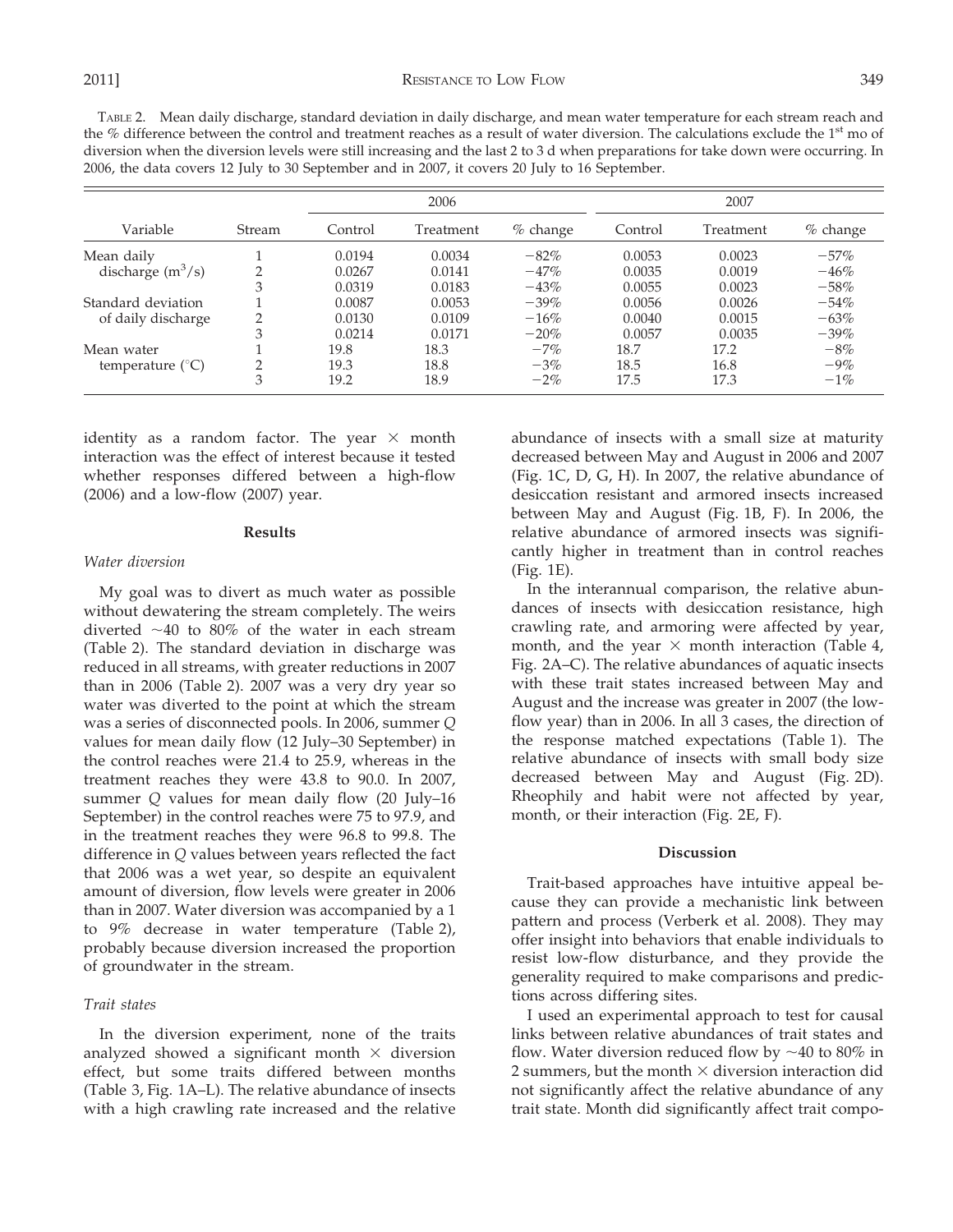TABLE 2. Mean daily discharge, standard deviation in daily discharge, and mean water temperature for each stream reach and the % difference between the control and treatment reaches as a result of water diversion. The calculations exclude the 1st mo of diversion when the diversion levels were still increasing and the last 2 to 3 d when preparations for take down were occurring. In 2006, the data covers 12 July to 30 September and in 2007, it covers 20 July to 16 September.

| Variable | Stream | 2006 | | | 2007 | | |
|---|---|---|---|---|---|---|---|
| | | Control | Treatment | % change | Control | Treatment | % change |
| Mean daily discharge ($m^3/s$) | 1 | 0.0194 | 0.0034 | −82% | 0.0053 | 0.0023 | −57% |
| | 2 | 0.0267 | 0.0141 | −47% | 0.0035 | 0.0019 | −46% |
| | 3 | 0.0319 | 0.0183 | −43% | 0.0055 | 0.0023 | −58% |
| Standard deviation of daily discharge | 1 | 0.0087 | 0.0053 | −39% | 0.0056 | 0.0026 | −54% |
| | 2 | 0.0130 | 0.0109 | −16% | 0.0040 | 0.0015 | −63% |
| | 3 | 0.0214 | 0.0171 | −20% | 0.0057 | 0.0035 | −39% |
| Mean water temperature (°C) | 1 | 19.8 | 18.3 | −7% | 18.7 | 17.2 | −8% |
| | 2 | 19.3 | 18.8 | −3% | 18.5 | 16.8 | −9% |
| | 3 | 19.2 | 18.9 | −2% | 17.5 | 17.3 | −1% |

identity as a random factor. The year × month interaction was the effect of interest because it tested whether responses differed between a high-flow (2006) and a low-flow (2007) year.

## Results

### *Water diversion*

My goal was to divert as much water as possible without dewatering the stream completely. The weirs diverted ~40 to 80% of the water in each stream (Table 2). The standard deviation in discharge was reduced in all streams, with greater reductions in 2007 than in 2006 (Table 2). 2007 was a very dry year so water was diverted to the point at which the stream was a series of disconnected pools. In 2006, summer $Q$ values for mean daily flow (12 July–30 September) in the control reaches were 21.4 to 25.9, whereas in the treatment reaches they were 43.8 to 90.0. In 2007, summer $Q$ values for mean daily flow (20 July–16 September) in the control reaches were 75 to 97.9, and in the treatment reaches they were 96.8 to 99.8. The difference in $Q$ values between years reflected the fact that 2006 was a wet year, so despite an equivalent amount of diversion, flow levels were greater in 2006 than in 2007. Water diversion was accompanied by a 1 to 9% decrease in water temperature (Table 2), probably because diversion increased the proportion of groundwater in the stream.

### *Trait states*

In the diversion experiment, none of the traits analyzed showed a significant month × diversion effect, but some traits differed between months (Table 3, Fig. 1A–L). The relative abundance of insects with a high crawling rate increased and the relative abundance of insects with a small size at maturity decreased between May and August in 2006 and 2007 (Fig. 1C, D, G, H). In 2007, the relative abundance of desiccation resistant and armored insects increased between May and August (Fig. 1B, F). In 2006, the relative abundance of armored insects was significantly higher in treatment than in control reaches (Fig. 1E).

In the interannual comparison, the relative abundances of insects with desiccation resistance, high crawling rate, and armoring were affected by year, month, and the year × month interaction (Table 4, Fig. 2A–C). The relative abundances of aquatic insects with these trait states increased between May and August and the increase was greater in 2007 (the low-flow year) than in 2006. In all 3 cases, the direction of the response matched expectations (Table 1). The relative abundance of insects with small body size decreased between May and August (Fig. 2D). Rheophily and habit were not affected by year, month, or their interaction (Fig. 2E, F).

## Discussion

Trait-based approaches have intuitive appeal because they can provide a mechanistic link between pattern and process (Verberk et al. 2008). They may offer insight into behaviors that enable individuals to resist low-flow disturbance, and they provide the generality required to make comparisons and predictions across differing sites.

I used an experimental approach to test for causal links between relative abundances of trait states and flow. Water diversion reduced flow by ~40 to 80% in 2 summers, but the month × diversion interaction did not significantly affect the relative abundance of any trait state. Month did significantly affect trait compo-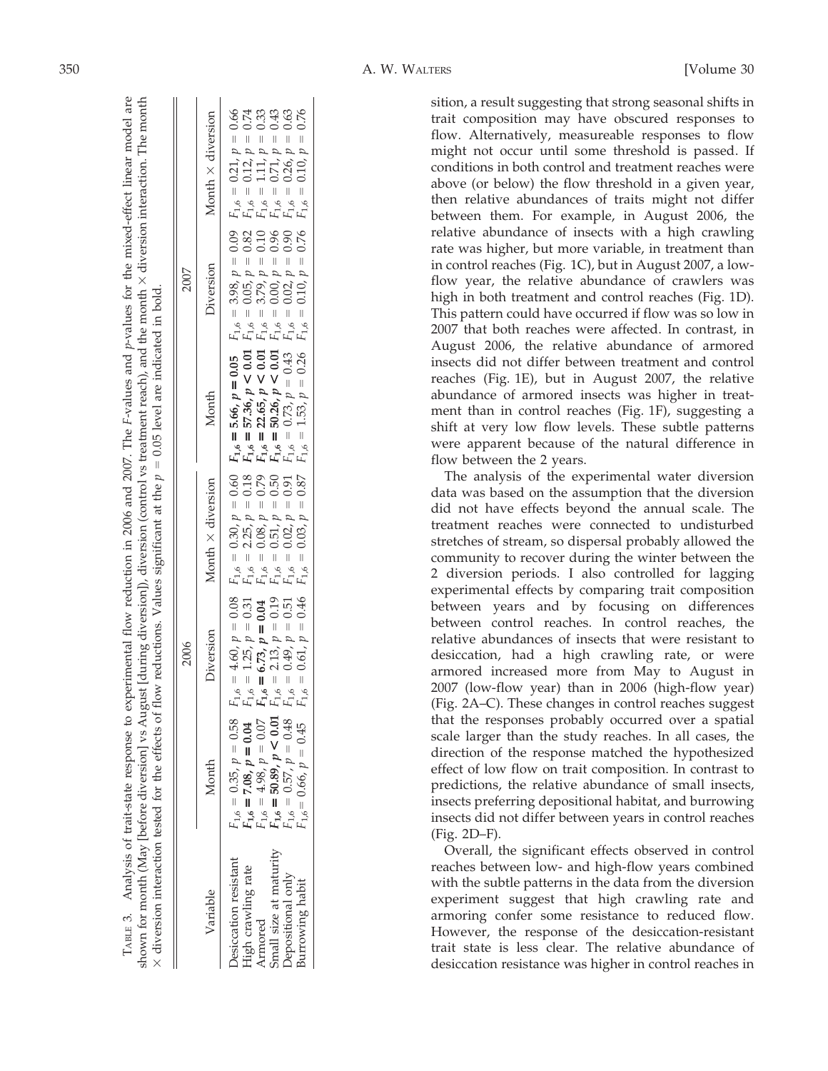TABLE 3. Analysis of trait-state response to experimental flow reduction in 2006 and 2007. The $F$-values and $p$-values for the mixed-effect linear model are shown for month (May [before diversion] vs August [during diversion]), diversion (control vs treatment reach), and the month × diversion interaction. The month × diversion interaction tested for the effects of flow reductions. Values significant at the $p = 0.05$ level are indicated in bold.

| Variable | 2006 | | | 2007 | | |
|---|---|---|---|---|---|---|
| | Month | Diversion | Month × diversion | Month | Diversion | Month × diversion |
| Desiccation resistant | $F_{1,6} = 0.35, p = 0.58$ | $F_{1,6} = 4.60, p = 0.08$ | $F_{1,6} = 0.30, p = 0.60$ | $\mathbf{F_{1,6} = 5.66, p = 0.05}$ | $F_{1,6} = 3.98, p = 0.09$ | $F_{1,6} = 0.21, p = 0.66$ |
| High crawling rate | $\mathbf{F_{1,6} = 7.08, p = 0.04}$ | $F_{1,6} = 1.25, p = 0.31$ | $F_{1,6} = 2.25, p = 0.18$ | $\mathbf{F_{1,6} = 57.36, p < 0.01}$ | $F_{1,6} = 0.05, p = 0.82$ | $F_{1,6} = 0.12, p = 0.74$ |
| Armored | $F_{1,6} = 4.98, p = 0.07$ | $\mathbf{F_{1,6} = 6.73, p = 0.04}$ | $F_{1,6} = 0.08, p = 0.79$ | $\mathbf{F_{1,6} = 22.65, p < 0.01}$ | $F_{1,6} = 3.79, p = 0.10$ | $F_{1,6} = 1.11, p = 0.33$ |
| Small size at maturity | $\mathbf{F_{1,6} = 50.89, p < 0.01}$ | $F_{1,6} = 2.13, p = 0.19$ | $F_{1,6} = 0.51, p = 0.50$ | $\mathbf{F_{1,6} = 50.26, p < 0.01}$ | $F_{1,6} = 0.00, p = 0.96$ | $F_{1,6} = 0.71, p = 0.43$ |
| Depositional only | $F_{1,6} = 0.57, p = 0.48$ | $F_{1,6} = 0.49, p = 0.51$ | $F_{1,6} = 0.02, p = 0.91$ | $F_{1,6} = 0.73, p = 0.43$ | $F_{1,6} = 0.02, p = 0.90$ | $F_{1,6} = 0.26, p = 0.63$ |
| Burrowing habit | $F_{1,6} = 0.66, p = 0.45$ | $F_{1,6} = 0.61, p = 0.46$ | $F_{1,6} = 0.03, p = 0.87$ | $F_{1,6} = 1.53, p = 0.26$ | $F_{1,6} = 0.10, p = 0.76$ | $F_{1,6} = 0.10, p = 0.76$ |

sition, a result suggesting that strong seasonal shifts in trait composition may have obscured responses to flow. Alternatively, measureable responses to flow might not occur until some threshold is passed. If conditions in both control and treatment reaches were above (or below) the flow threshold in a given year, then relative abundances of traits might not differ between them. For example, in August 2006, the relative abundance of insects with a high crawling rate was higher, but more variable, in treatment than in control reaches (Fig. 1C), but in August 2007, a low-flow year, the relative abundance of crawlers was high in both treatment and control reaches (Fig. 1D). This pattern could have occurred if flow was so low in 2007 that both reaches were affected. In contrast, in August 2006, the relative abundance of armored insects did not differ between treatment and control reaches (Fig. 1E), but in August 2007, the relative abundance of armored insects was higher in treatment than in control reaches (Fig. 1F), suggesting a shift at very low flow levels. These subtle patterns were apparent because of the natural difference in flow between the 2 years.

The analysis of the experimental water diversion data was based on the assumption that the diversion did not have effects beyond the annual scale. The treatment reaches were connected to undisturbed stretches of stream, so dispersal probably allowed the community to recover during the winter between the 2 diversion periods. I also controlled for lagging experimental effects by comparing trait composition between years and by focusing on differences between control reaches. In control reaches, the relative abundances of insects that were resistant to desiccation, had a high crawling rate, or were armored increased more from May to August in 2007 (low-flow year) than in 2006 (high-flow year) (Fig. 2A–C). These changes in control reaches suggest that the responses probably occurred over a spatial scale larger than the study reaches. In all cases, the direction of the response matched the hypothesized effect of low flow on trait composition. In contrast to predictions, the relative abundance of small insects, insects preferring depositional habitat, and burrowing insects did not differ between years in control reaches (Fig. 2D–F).

Overall, the significant effects observed in control reaches between low- and high-flow years combined with the subtle patterns in the data from the diversion experiment suggest that high crawling rate and armoring confer some resistance to reduced flow. However, the response of the desiccation-resistant trait state is less clear. The relative abundance of desiccation resistance was higher in control reaches in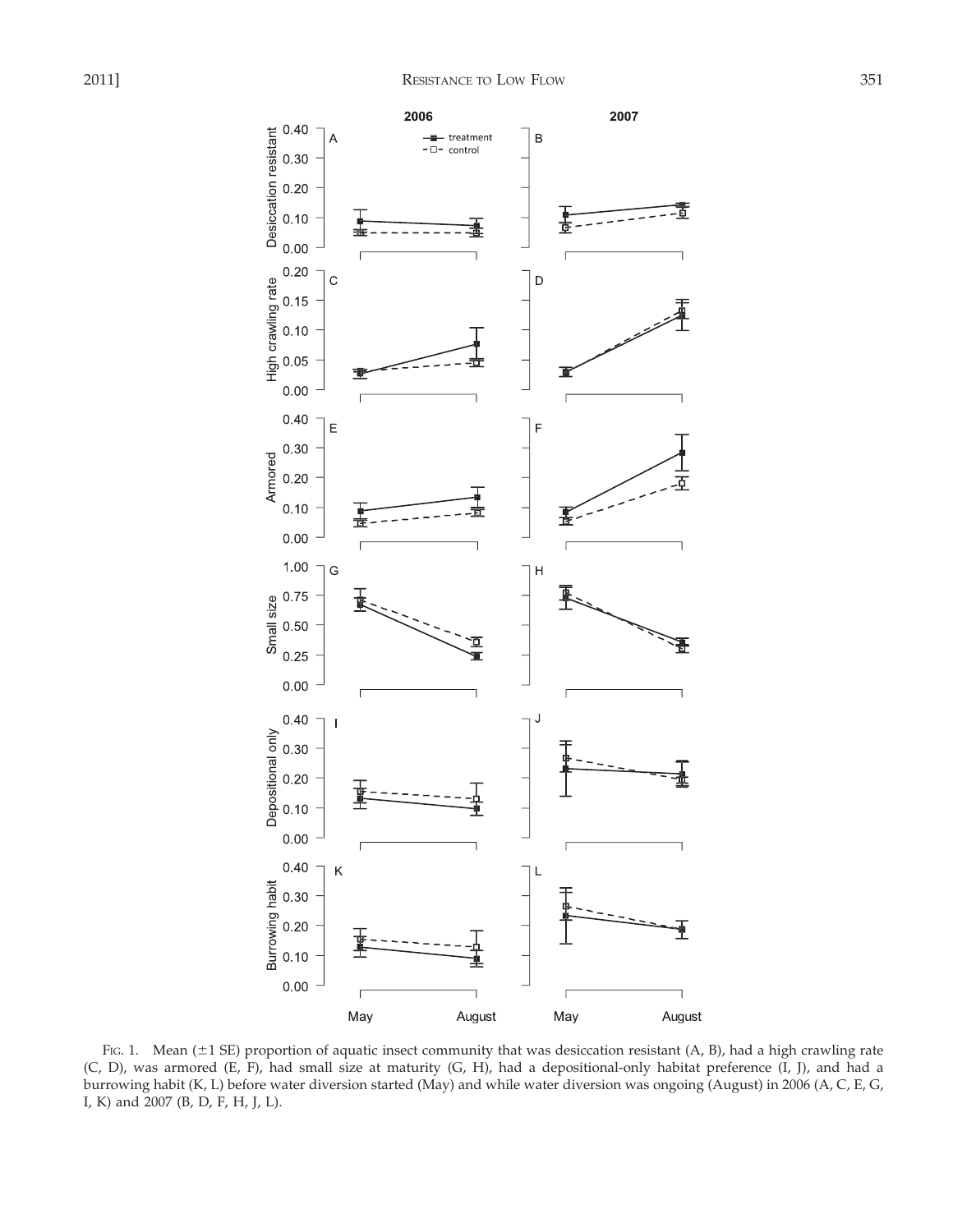Fig. 1. Mean (±1 SE) proportion of aquatic insect community that was desiccation resistant (A, B), had a high crawling rate (C, D), was armored (E, F), had small size at maturity (G, H), had a depositional-only habitat preference (I, J), and had a burrowing habit (K, L) before water diversion started (May) and while water diversion was ongoing (August) in 2006 (A, C, E, G, I, K) and 2007 (B, D, F, H, J, L).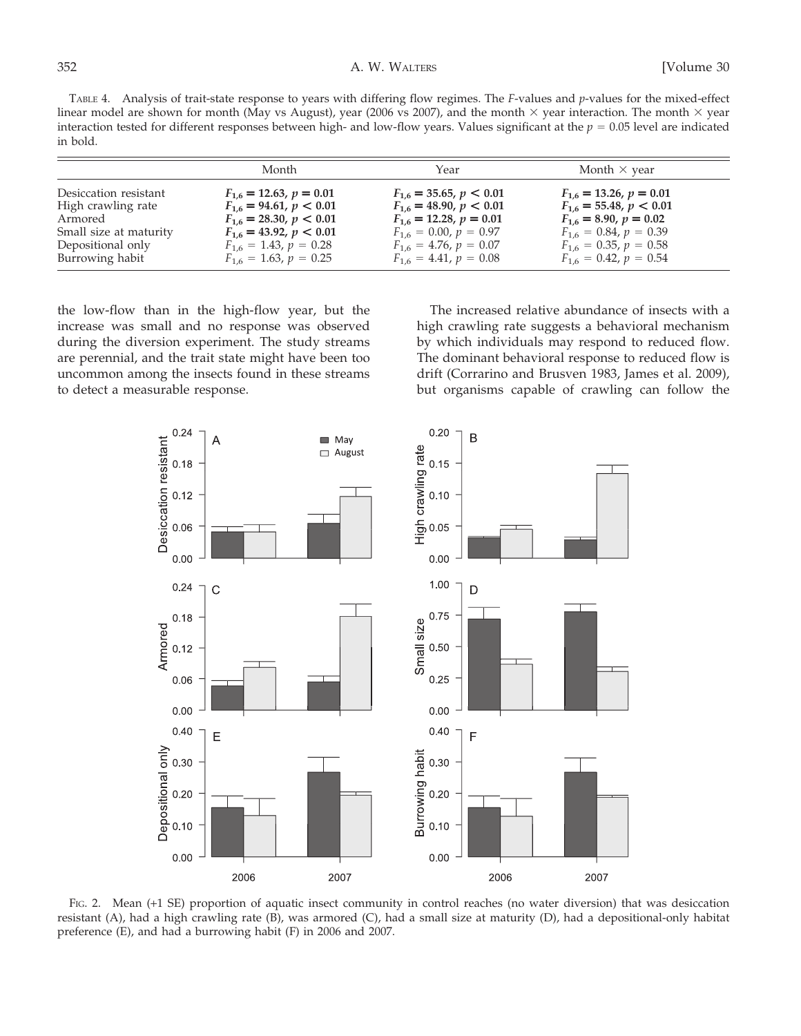TABLE 4. Analysis of trait-state response to years with differing flow regimes. The *F*-values and *p*-values for the mixed-effect linear model are shown for month (May vs August), year (2006 vs 2007), and the month × year interaction. The month × year interaction tested for different responses between high- and low-flow years. Values significant at the $p = 0.05$ level are indicated in bold.

| | Month | Year | Month × year |
|---|---|---|---|
| Desiccation resistant | $\mathbf{F_{1,6} = 12.63,\ p = 0.01}$ | $\mathbf{F_{1,6} = 35.65,\ p < 0.01}$ | $\mathbf{F_{1,6} = 13.26,\ p = 0.01}$ |
| High crawling rate | $\mathbf{F_{1,6} = 94.61,\ p < 0.01}$ | $\mathbf{F_{1,6} = 48.90,\ p < 0.01}$ | $\mathbf{F_{1,6} = 55.48,\ p < 0.01}$ |
| Armored | $\mathbf{F_{1,6} = 28.30,\ p < 0.01}$ | $\mathbf{F_{1,6} = 12.28,\ p = 0.01}$ | $\mathbf{F_{1,6} = 8.90,\ p = 0.02}$ |
| Small size at maturity | $\mathbf{F_{1,6} = 43.92,\ p < 0.01}$ | $F_{1,6} = 0.00,\ p = 0.97$ | $F_{1,6} = 0.84,\ p = 0.39$ |
| Depositional only | $F_{1,6} = 1.43,\ p = 0.28$ | $F_{1,6} = 4.76,\ p = 0.07$ | $F_{1,6} = 0.35,\ p = 0.58$ |
| Burrowing habit | $F_{1,6} = 1.63,\ p = 0.25$ | $F_{1,6} = 4.41,\ p = 0.08$ | $F_{1,6} = 0.42,\ p = 0.54$ |

the low-flow than in the high-flow year, but the increase was small and no response was observed during the diversion experiment. The study streams are perennial, and the trait state might have been too uncommon among the insects found in these streams to detect a measurable response.

The increased relative abundance of insects with a high crawling rate suggests a behavioral mechanism by which individuals may respond to reduced flow. The dominant behavioral response to reduced flow is drift (Corrarino and Brusven 1983, James et al. 2009), but organisms capable of crawling can follow the

FIG. 2. Mean (+1 SE) proportion of aquatic insect community in control reaches (no water diversion) that was desiccation resistant (A), had a high crawling rate (B), was armored (C), had a small size at maturity (D), had a depositional-only habitat preference (E), and had a burrowing habit (F) in 2006 and 2007.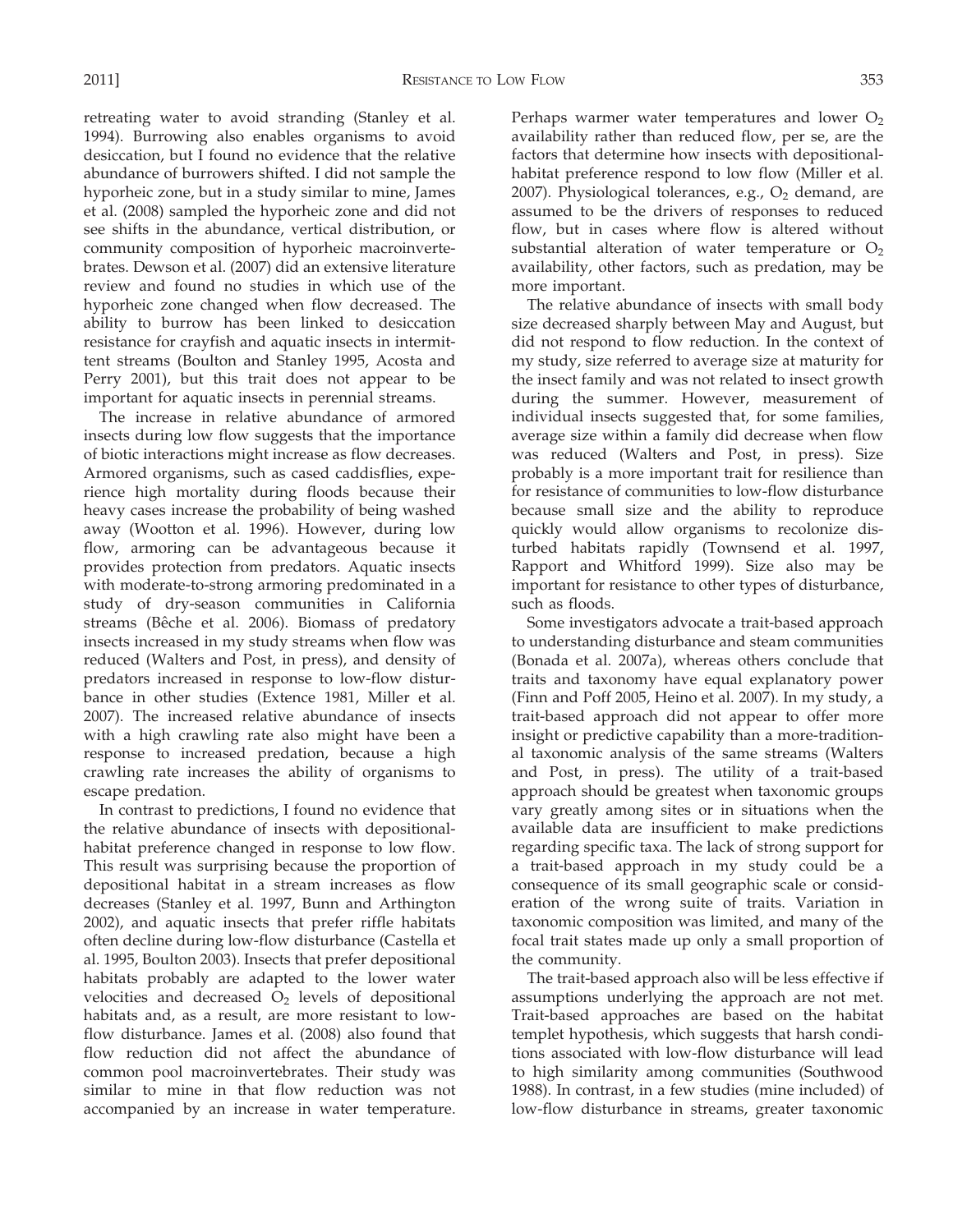retreating water to avoid stranding (Stanley et al. 1994). Burrowing also enables organisms to avoid desiccation, but I found no evidence that the relative abundance of burrowers shifted. I did not sample the hyporheic zone, but in a study similar to mine, James et al. (2008) sampled the hyporheic zone and did not see shifts in the abundance, vertical distribution, or community composition of hyporheic macroinvertebrates. Dewson et al. (2007) did an extensive literature review and found no studies in which use of the hyporheic zone changed when flow decreased. The ability to burrow has been linked to desiccation resistance for crayfish and aquatic insects in intermittent streams (Boulton and Stanley 1995, Acosta and Perry 2001), but this trait does not appear to be important for aquatic insects in perennial streams.

The increase in relative abundance of armored insects during low flow suggests that the importance of biotic interactions might increase as flow decreases. Armored organisms, such as cased caddisflies, experience high mortality during floods because their heavy cases increase the probability of being washed away (Wootton et al. 1996). However, during low flow, armoring can be advantageous because it provides protection from predators. Aquatic insects with moderate-to-strong armoring predominated in a study of dry-season communities in California streams (Bêche et al. 2006). Biomass of predatory insects increased in my study streams when flow was reduced (Walters and Post, in press), and density of predators increased in response to low-flow disturbance in other studies (Extence 1981, Miller et al. 2007). The increased relative abundance of insects with a high crawling rate also might have been a response to increased predation, because a high crawling rate increases the ability of organisms to escape predation.

In contrast to predictions, I found no evidence that the relative abundance of insects with depositional-habitat preference changed in response to low flow. This result was surprising because the proportion of depositional habitat in a stream increases as flow decreases (Stanley et al. 1997, Bunn and Arthington 2002), and aquatic insects that prefer riffle habitats often decline during low-flow disturbance (Castella et al. 1995, Boulton 2003). Insects that prefer depositional habitats probably are adapted to the lower water velocities and decreased $O_2$ levels of depositional habitats and, as a result, are more resistant to low-flow disturbance. James et al. (2008) also found that flow reduction did not affect the abundance of common pool macroinvertebrates. Their study was similar to mine in that flow reduction was not accompanied by an increase in water temperature. Perhaps warmer water temperatures and lower $O_2$ availability rather than reduced flow, per se, are the factors that determine how insects with depositional-habitat preference respond to low flow (Miller et al. 2007). Physiological tolerances, e.g., $O_2$ demand, are assumed to be the drivers of responses to reduced flow, but in cases where flow is altered without substantial alteration of water temperature or $O_2$ availability, other factors, such as predation, may be more important.

The relative abundance of insects with small body size decreased sharply between May and August, but did not respond to flow reduction. In the context of my study, size referred to average size at maturity for the insect family and was not related to insect growth during the summer. However, measurement of individual insects suggested that, for some families, average size within a family did decrease when flow was reduced (Walters and Post, in press). Size probably is a more important trait for resilience than for resistance of communities to low-flow disturbance because small size and the ability to reproduce quickly would allow organisms to recolonize disturbed habitats rapidly (Townsend et al. 1997, Rapport and Whitford 1999). Size also may be important for resistance to other types of disturbance, such as floods.

Some investigators advocate a trait-based approach to understanding disturbance and steam communities (Bonada et al. 2007a), whereas others conclude that traits and taxonomy have equal explanatory power (Finn and Poff 2005, Heino et al. 2007). In my study, a trait-based approach did not appear to offer more insight or predictive capability than a more-traditional taxonomic analysis of the same streams (Walters and Post, in press). The utility of a trait-based approach should be greatest when taxonomic groups vary greatly among sites or in situations when the available data are insufficient to make predictions regarding specific taxa. The lack of strong support for a trait-based approach in my study could be a consequence of its small geographic scale or consideration of the wrong suite of traits. Variation in taxonomic composition was limited, and many of the focal trait states made up only a small proportion of the community.

The trait-based approach also will be less effective if assumptions underlying the approach are not met. Trait-based approaches are based on the habitat templet hypothesis, which suggests that harsh conditions associated with low-flow disturbance will lead to high similarity among communities (Southwood 1988). In contrast, in a few studies (mine included) of low-flow disturbance in streams, greater taxonomic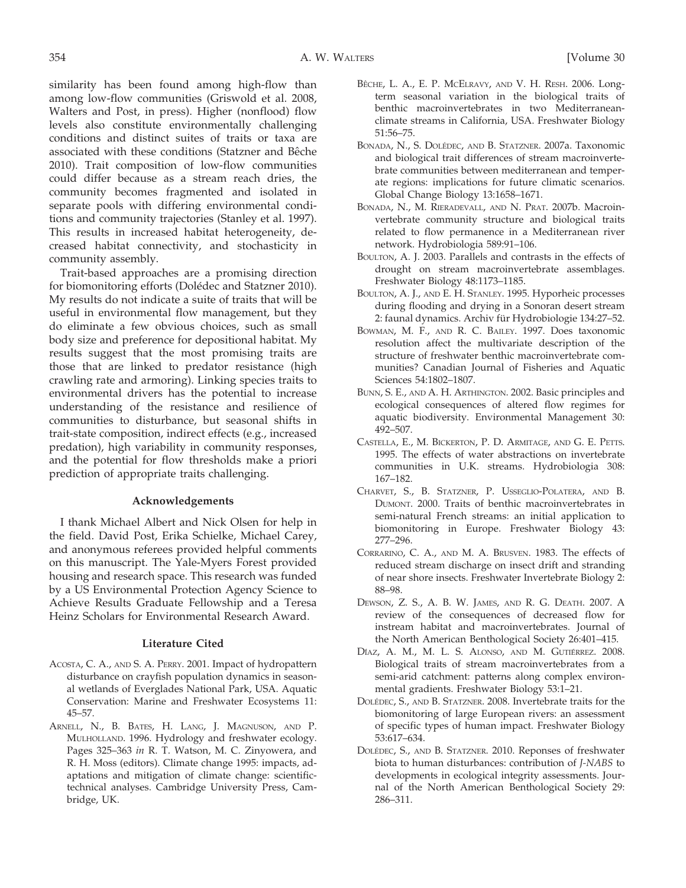similarity has been found among high-flow than among low-flow communities (Griswold et al. 2008, Walters and Post, in press). Higher (nonflood) flow levels also constitute environmentally challenging conditions and distinct suites of traits or taxa are associated with these conditions (Statzner and Bêche 2010). Trait composition of low-flow communities could differ because as a stream reach dries, the community becomes fragmented and isolated in separate pools with differing environmental conditions and community trajectories (Stanley et al. 1997). This results in increased habitat heterogeneity, decreased habitat connectivity, and stochasticity in community assembly.

Trait-based approaches are a promising direction for biomonitoring efforts (Dolédec and Statzner 2010). My results do not indicate a suite of traits that will be useful in environmental flow management, but they do eliminate a few obvious choices, such as small body size and preference for depositional habitat. My results suggest that the most promising traits are those that are linked to predator resistance (high crawling rate and armoring). Linking species traits to environmental drivers has the potential to increase understanding of the resistance and resilience of communities to disturbance, but seasonal shifts in trait-state composition, indirect effects (e.g., increased predation), high variability in community responses, and the potential for flow thresholds make a priori prediction of appropriate traits challenging.

## Acknowledgements

I thank Michael Albert and Nick Olsen for help in the field. David Post, Erika Schielke, Michael Carey, and anonymous referees provided helpful comments on this manuscript. The Yale-Myers Forest provided housing and research space. This research was funded by a US Environmental Protection Agency Science to Achieve Results Graduate Fellowship and a Teresa Heinz Scholars for Environmental Research Award.

## Literature Cited

Acosta, C. A., and S. A. Perry. 2001. Impact of hydropattern disturbance on crayfish population dynamics in seasonal wetlands of Everglades National Park, USA. Aquatic Conservation: Marine and Freshwater Ecosystems 11: 45–57.

Arnell, N., B. Bates, H. Lang, J. Magnuson, and P. Mulholland. 1996. Hydrology and freshwater ecology. Pages 325–363 *in* R. T. Watson, M. C. Zinyowera, and R. H. Moss (editors). Climate change 1995: impacts, adaptations and mitigation of climate change: scientific-technical analyses. Cambridge University Press, Cambridge, UK.

Bêche, L. A., E. P. McElravy, and V. H. Resh. 2006. Long-term seasonal variation in the biological traits of benthic macroinvertebrates in two Mediterranean-climate streams in California, USA. Freshwater Biology 51:56–75.

Bonada, N., S. Dolédec, and B. Statzner. 2007a. Taxonomic and biological trait differences of stream macroinvertebrate communities between mediterranean and temperate regions: implications for future climatic scenarios. Global Change Biology 13:1658–1671.

Bonada, N., M. Rieradevall, and N. Prat. 2007b. Macroinvertebrate community structure and biological traits related to flow permanence in a Mediterranean river network. Hydrobiologia 589:91–106.

Boulton, A. J. 2003. Parallels and contrasts in the effects of drought on stream macroinvertebrate assemblages. Freshwater Biology 48:1173–1185.

Boulton, A. J., and E. H. Stanley. 1995. Hyporheic processes during flooding and drying in a Sonoran desert stream 2: faunal dynamics. Archiv für Hydrobiologie 134:27–52.

Bowman, M. F., and R. C. Bailey. 1997. Does taxonomic resolution affect the multivariate description of the structure of freshwater benthic macroinvertebrate communities? Canadian Journal of Fisheries and Aquatic Sciences 54:1802–1807.

Bunn, S. E., and A. H. Arthington. 2002. Basic principles and ecological consequences of altered flow regimes for aquatic biodiversity. Environmental Management 30: 492–507.

Castella, E., M. Bickerton, P. D. Armitage, and G. E. Petts. 1995. The effects of water abstractions on invertebrate communities in U.K. streams. Hydrobiologia 308: 167–182.

Charvet, S., B. Statzner, P. Usseglio-Polatera, and B. Dumont. 2000. Traits of benthic macroinvertebrates in semi-natural French streams: an initial application to biomonitoring in Europe. Freshwater Biology 43: 277–296.

Corrarino, C. A., and M. A. Brusven. 1983. The effects of reduced stream discharge on insect drift and stranding of near shore insects. Freshwater Invertebrate Biology 2: 88–98.

Dewson, Z. S., A. B. W. James, and R. G. Death. 2007. A review of the consequences of decreased flow for instream habitat and macroinvertebrates. Journal of the North American Benthological Society 26:401–415.

Díaz, A. M., M. L. S. Alonso, and M. Gutiérrez. 2008. Biological traits of stream macroinvertebrates from a semi-arid catchment: patterns along complex environmental gradients. Freshwater Biology 53:1–21.

Dolédec, S., and B. Statzner. 2008. Invertebrate traits for the biomonitoring of large European rivers: an assessment of specific types of human impact. Freshwater Biology 53:617–634.

Dolédec, S., and B. Statzner. 2010. Reponses of freshwater biota to human disturbances: contribution of *J-NABS* to developments in ecological integrity assessments. Journal of the North American Benthological Society 29: 286–311.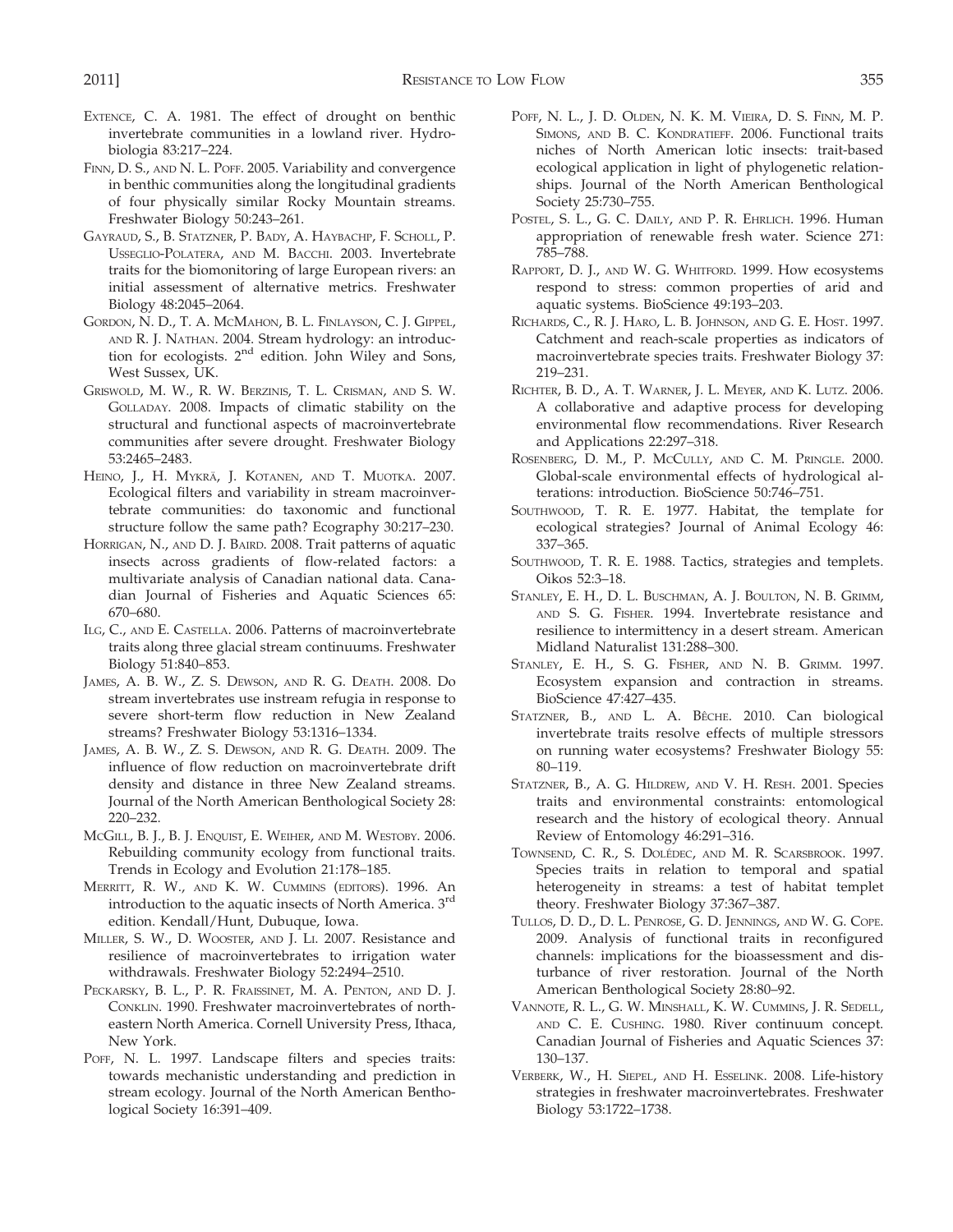Extence, C. A. 1981. The effect of drought on benthic invertebrate communities in a lowland river. Hydrobiologia 83:217–224.

Finn, D. S., and N. L. Poff. 2005. Variability and convergence in benthic communities along the longitudinal gradients of four physically similar Rocky Mountain streams. Freshwater Biology 50:243–261.

Gayraud, S., B. Statzner, P. Bady, A. Haybachp, F. Scholl, P. Usseglio-Polatera, and M. Bacchi. 2003. Invertebrate traits for the biomonitoring of large European rivers: an initial assessment of alternative metrics. Freshwater Biology 48:2045–2064.

Gordon, N. D., T. A. McMahon, B. L. Finlayson, C. J. Gippel, and R. J. Nathan. 2004. Stream hydrology: an introduction for ecologists. 2nd edition. John Wiley and Sons, West Sussex, UK.

Griswold, M. W., R. W. Berzinis, T. L. Crisman, and S. W. Golladay. 2008. Impacts of climatic stability on the structural and functional aspects of macroinvertebrate communities after severe drought. Freshwater Biology 53:2465–2483.

Heino, J., H. Mykrä, J. Kotanen, and T. Muotka. 2007. Ecological filters and variability in stream macroinvertebrate communities: do taxonomic and functional structure follow the same path? Ecography 30:217–230.

Horrigan, N., and D. J. Baird. 2008. Trait patterns of aquatic insects across gradients of flow-related factors: a multivariate analysis of Canadian national data. Canadian Journal of Fisheries and Aquatic Sciences 65: 670–680.

Ilg, C., and E. Castella. 2006. Patterns of macroinvertebrate traits along three glacial stream continuums. Freshwater Biology 51:840–853.

James, A. B. W., Z. S. Dewson, and R. G. Death. 2008. Do stream invertebrates use instream refugia in response to severe short-term flow reduction in New Zealand streams? Freshwater Biology 53:1316–1334.

James, A. B. W., Z. S. Dewson, and R. G. Death. 2009. The influence of flow reduction on macroinvertebrate drift density and distance in three New Zealand streams. Journal of the North American Benthological Society 28: 220–232.

McGill, B. J., B. J. Enquist, E. Weiher, and M. Westoby. 2006. Rebuilding community ecology from functional traits. Trends in Ecology and Evolution 21:178–185.

Merritt, R. W., and K. W. Cummins (editors). 1996. An introduction to the aquatic insects of North America. 3rd edition. Kendall/Hunt, Dubuque, Iowa.

Miller, S. W., D. Wooster, and J. Li. 2007. Resistance and resilience of macroinvertebrates to irrigation water withdrawals. Freshwater Biology 52:2494–2510.

Peckarsky, B. L., P. R. Fraissinet, M. A. Penton, and D. J. Conklin. 1990. Freshwater macroinvertebrates of northeastern North America. Cornell University Press, Ithaca, New York.

Poff, N. L. 1997. Landscape filters and species traits: towards mechanistic understanding and prediction in stream ecology. Journal of the North American Benthological Society 16:391–409.

Poff, N. L., J. D. Olden, N. K. M. Vieira, D. S. Finn, M. P. Simons, and B. C. Kondratieff. 2006. Functional traits niches of North American lotic insects: trait-based ecological application in light of phylogenetic relationships. Journal of the North American Benthological Society 25:730–755.

Postel, S. L., G. C. Daily, and P. R. Ehrlich. 1996. Human appropriation of renewable fresh water. Science 271: 785–788.

Rapport, D. J., and W. G. Whitford. 1999. How ecosystems respond to stress: common properties of arid and aquatic systems. BioScience 49:193–203.

Richards, C., R. J. Haro, L. B. Johnson, and G. E. Host. 1997. Catchment and reach-scale properties as indicators of macroinvertebrate species traits. Freshwater Biology 37: 219–231.

Richter, B. D., A. T. Warner, J. L. Meyer, and K. Lutz. 2006. A collaborative and adaptive process for developing environmental flow recommendations. River Research and Applications 22:297–318.

Rosenberg, D. M., P. McCully, and C. M. Pringle. 2000. Global-scale environmental effects of hydrological alterations: introduction. BioScience 50:746–751.

Southwood, T. R. E. 1977. Habitat, the template for ecological strategies? Journal of Animal Ecology 46: 337–365.

Southwood, T. R. E. 1988. Tactics, strategies and templets. Oikos 52:3–18.

Stanley, E. H., D. L. Buschman, A. J. Boulton, N. B. Grimm, and S. G. Fisher. 1994. Invertebrate resistance and resilience to intermittency in a desert stream. American Midland Naturalist 131:288–300.

Stanley, E. H., S. G. Fisher, and N. B. Grimm. 1997. Ecosystem expansion and contraction in streams. BioScience 47:427–435.

Statzner, B., and L. A. Bêche. 2010. Can biological invertebrate traits resolve effects of multiple stressors on running water ecosystems? Freshwater Biology 55: 80–119.

Statzner, B., A. G. Hildrew, and V. H. Resh. 2001. Species traits and environmental constraints: entomological research and the history of ecological theory. Annual Review of Entomology 46:291–316.

Townsend, C. R., S. Dolédec, and M. R. Scarsbrook. 1997. Species traits in relation to temporal and spatial heterogeneity in streams: a test of habitat templet theory. Freshwater Biology 37:367–387.

Tullos, D. D., D. L. Penrose, G. D. Jennings, and W. G. Cope. 2009. Analysis of functional traits in reconfigured channels: implications for the bioassessment and disturbance of river restoration. Journal of the North American Benthological Society 28:80–92.

Vannote, R. L., G. W. Minshall, K. W. Cummins, J. R. Sedell, and C. E. Cushing. 1980. River continuum concept. Canadian Journal of Fisheries and Aquatic Sciences 37: 130–137.

Verberk, W., H. Siepel, and H. Esselink. 2008. Life-history strategies in freshwater macroinvertebrates. Freshwater Biology 53:1722–1738.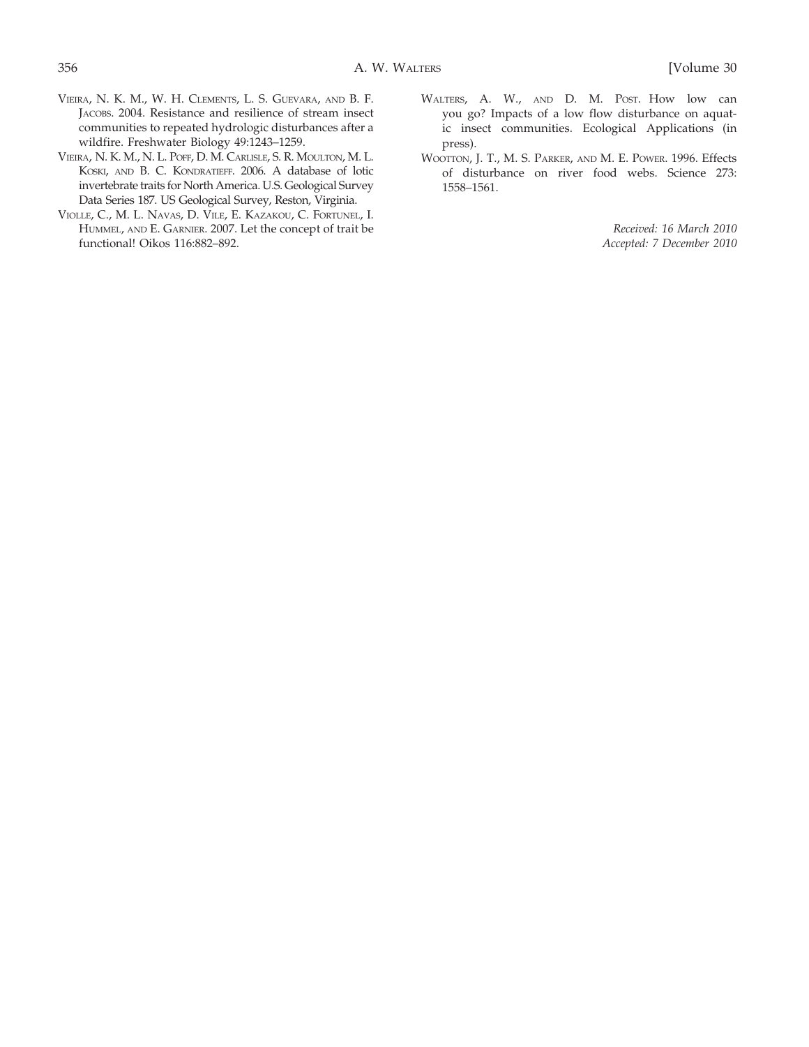Vieira, N. K. M., W. H. Clements, L. S. Guevara, and B. F. Jacobs. 2004. Resistance and resilience of stream insect communities to repeated hydrologic disturbances after a wildfire. Freshwater Biology 49:1243–1259.

Vieira, N. K. M., N. L. Poff, D. M. Carlisle, S. R. Moulton, M. L. Koski, and B. C. Kondratieff. 2006. A database of lotic invertebrate traits for North America. U.S. Geological Survey Data Series 187. US Geological Survey, Reston, Virginia.

Violle, C., M. L. Navas, D. Vile, E. Kazakou, C. Fortunel, I. Hummel, and E. Garnier. 2007. Let the concept of trait be functional! Oikos 116:882–892.

Walters, A. W., and D. M. Post. How low can you go? Impacts of a low flow disturbance on aquatic insect communities. Ecological Applications (in press).

Wootton, J. T., M. S. Parker, and M. E. Power. 1996. Effects of disturbance on river food webs. Science 273: 1558–1561.

*Received: 16 March 2010*
*Accepted: 7 December 2010*